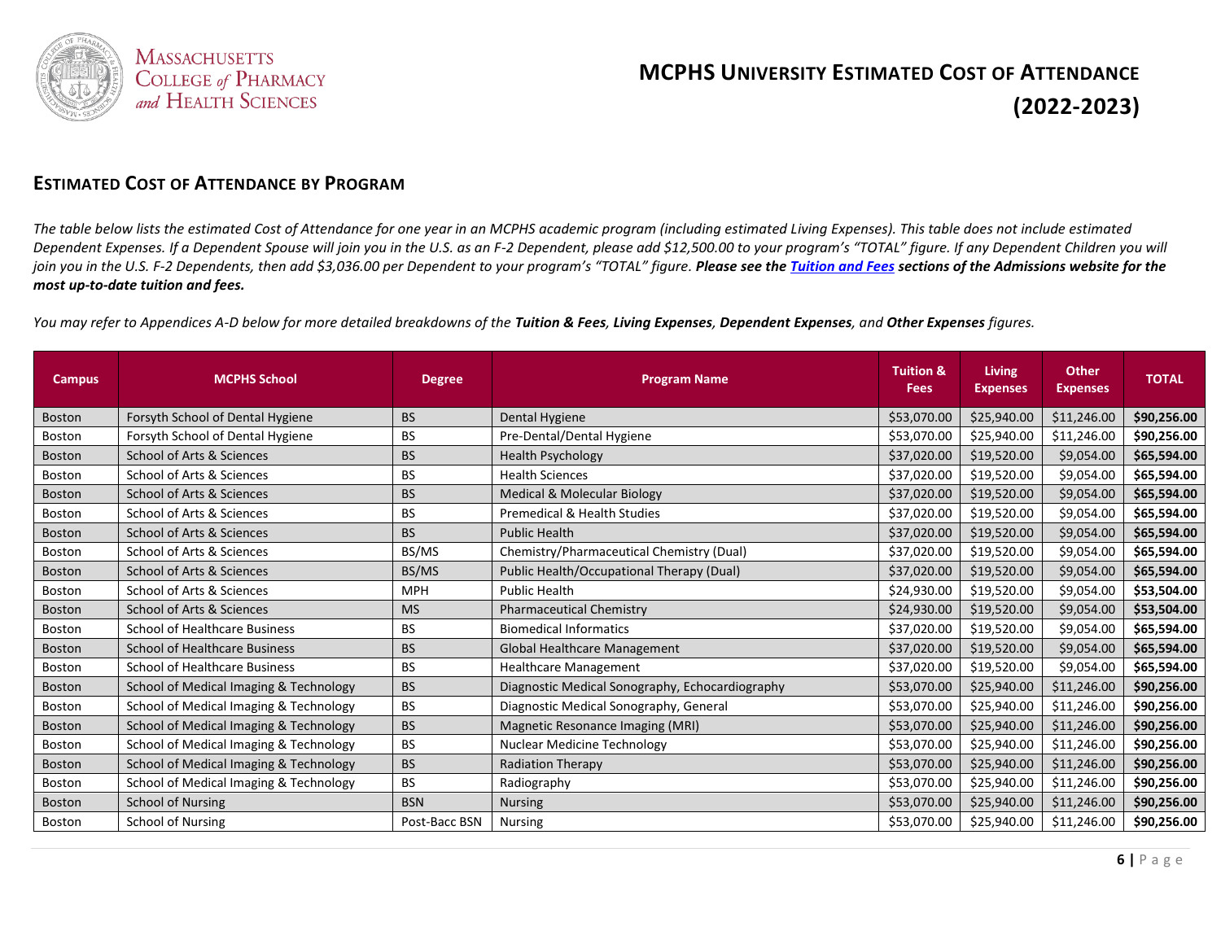# MCPHS University Estimated Cost of Attendance (2022-2023)

## Estimated Cost of Attendance by Program

*The table below lists the estimated Cost of Attendance for one year in an MCPHS academic program (including estimated Living Expenses). This table does not include estimated Dependent Expenses. If a Dependent Spouse will join you in the U.S. as an F-2 Dependent, please add $12,500.00 to your program's "TOTAL" figure. If any Dependent Children you will join you in the U.S. F-2 Dependents, then add $3,036.00 per Dependent to your program's "TOTAL" figure.* ***Please see the Tuition and Fees sections of the Admissions website for the most up-to-date tuition and fees.***

*You may refer to Appendices A-D below for more detailed breakdowns of the* ***Tuition & Fees, Living Expenses, Dependent Expenses,*** *and* ***Other Expenses*** *figures.*

| Campus | MCPHS School | Degree | Program Name | Tuition & Fees | Living Expenses | Other Expenses | TOTAL |
|---|---|---|---|---|---|---|---|
| Boston | Forsyth School of Dental Hygiene | BS | Dental Hygiene | $53,070.00 | $25,940.00 | $11,246.00 | **$90,256.00** |
| Boston | Forsyth School of Dental Hygiene | BS | Pre-Dental/Dental Hygiene | $53,070.00 | $25,940.00 | $11,246.00 | **$90,256.00** |
| Boston | School of Arts & Sciences | BS | Health Psychology | $37,020.00 | $19,520.00 | $9,054.00 | **$65,594.00** |
| Boston | School of Arts & Sciences | BS | Health Sciences | $37,020.00 | $19,520.00 | $9,054.00 | **$65,594.00** |
| Boston | School of Arts & Sciences | BS | Medical & Molecular Biology | $37,020.00 | $19,520.00 | $9,054.00 | **$65,594.00** |
| Boston | School of Arts & Sciences | BS | Premedical & Health Studies | $37,020.00 | $19,520.00 | $9,054.00 | **$65,594.00** |
| Boston | School of Arts & Sciences | BS | Public Health | $37,020.00 | $19,520.00 | $9,054.00 | **$65,594.00** |
| Boston | School of Arts & Sciences | BS/MS | Chemistry/Pharmaceutical Chemistry (Dual) | $37,020.00 | $19,520.00 | $9,054.00 | **$65,594.00** |
| Boston | School of Arts & Sciences | BS/MS | Public Health/Occupational Therapy (Dual) | $37,020.00 | $19,520.00 | $9,054.00 | **$65,594.00** |
| Boston | School of Arts & Sciences | MPH | Public Health | $24,930.00 | $19,520.00 | $9,054.00 | **$53,504.00** |
| Boston | School of Arts & Sciences | MS | Pharmaceutical Chemistry | $24,930.00 | $19,520.00 | $9,054.00 | **$53,504.00** |
| Boston | School of Healthcare Business | BS | Biomedical Informatics | $37,020.00 | $19,520.00 | $9,054.00 | **$65,594.00** |
| Boston | School of Healthcare Business | BS | Global Healthcare Management | $37,020.00 | $19,520.00 | $9,054.00 | **$65,594.00** |
| Boston | School of Healthcare Business | BS | Healthcare Management | $37,020.00 | $19,520.00 | $9,054.00 | **$65,594.00** |
| Boston | School of Medical Imaging & Technology | BS | Diagnostic Medical Sonography, Echocardiography | $53,070.00 | $25,940.00 | $11,246.00 | **$90,256.00** |
| Boston | School of Medical Imaging & Technology | BS | Diagnostic Medical Sonography, General | $53,070.00 | $25,940.00 | $11,246.00 | **$90,256.00** |
| Boston | School of Medical Imaging & Technology | BS | Magnetic Resonance Imaging (MRI) | $53,070.00 | $25,940.00 | $11,246.00 | **$90,256.00** |
| Boston | School of Medical Imaging & Technology | BS | Nuclear Medicine Technology | $53,070.00 | $25,940.00 | $11,246.00 | **$90,256.00** |
| Boston | School of Medical Imaging & Technology | BS | Radiation Therapy | $53,070.00 | $25,940.00 | $11,246.00 | **$90,256.00** |
| Boston | School of Medical Imaging & Technology | BS | Radiography | $53,070.00 | $25,940.00 | $11,246.00 | **$90,256.00** |
| Boston | School of Nursing | BSN | Nursing | $53,070.00 | $25,940.00 | $11,246.00 | **$90,256.00** |
| Boston | School of Nursing | Post-Bacc BSN | Nursing | $53,070.00 | $25,940.00 | $11,246.00 | **$90,256.00** |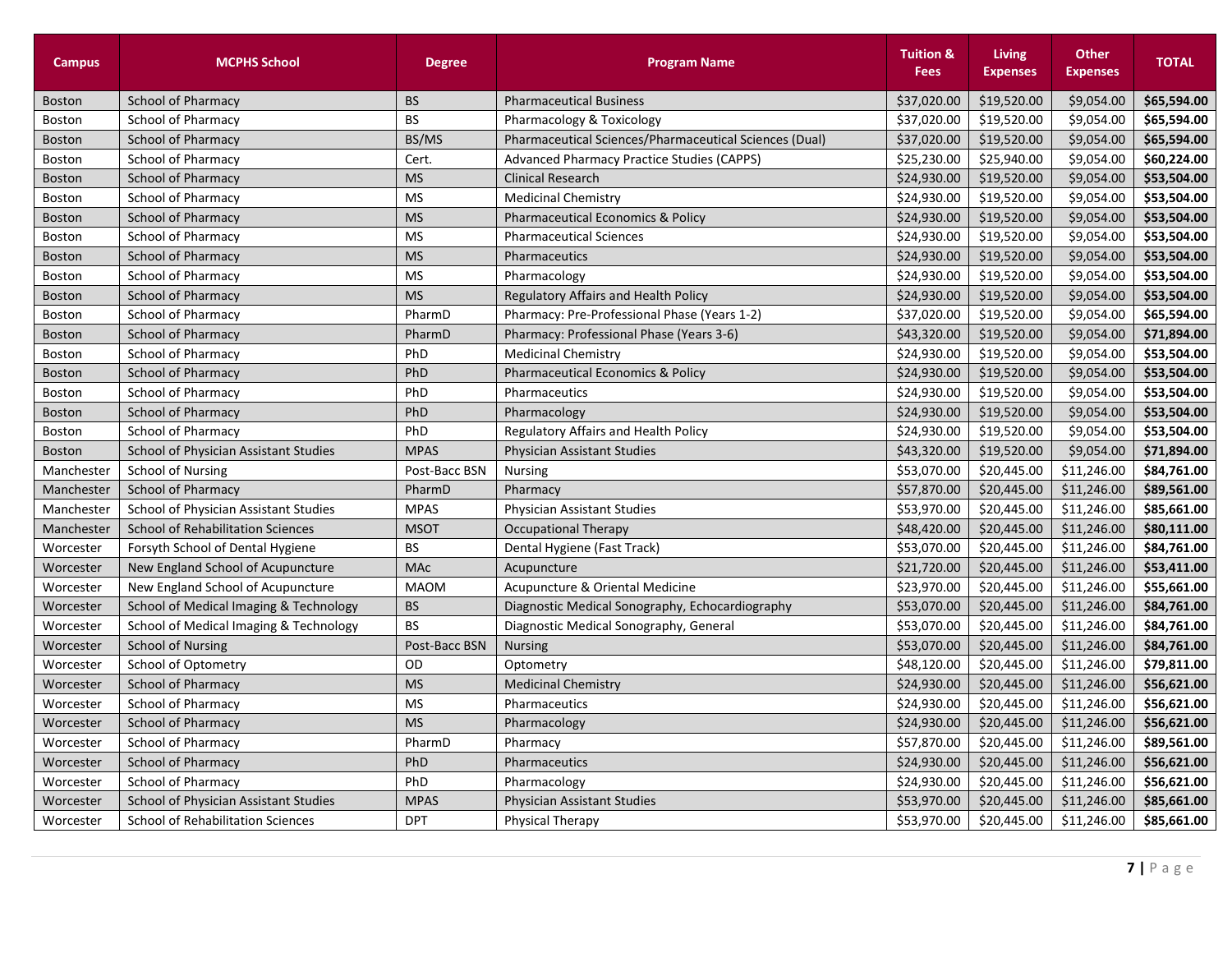| Campus | MCPHS School | Degree | Program Name | Tuition & Fees | Living Expenses | Other Expenses | TOTAL |
|---|---|---|---|---|---|---|---|
| Boston | School of Pharmacy | BS | Pharmaceutical Business | $37,020.00 | $19,520.00 | $9,054.00 | **$65,594.00** |
| Boston | School of Pharmacy | BS | Pharmacology & Toxicology | $37,020.00 | $19,520.00 | $9,054.00 | **$65,594.00** |
| Boston | School of Pharmacy | BS/MS | Pharmaceutical Sciences/Pharmaceutical Sciences (Dual) | $37,020.00 | $19,520.00 | $9,054.00 | **$65,594.00** |
| Boston | School of Pharmacy | Cert. | Advanced Pharmacy Practice Studies (CAPPS) | $25,230.00 | $25,940.00 | $9,054.00 | **$60,224.00** |
| Boston | School of Pharmacy | MS | Clinical Research | $24,930.00 | $19,520.00 | $9,054.00 | **$53,504.00** |
| Boston | School of Pharmacy | MS | Medicinal Chemistry | $24,930.00 | $19,520.00 | $9,054.00 | **$53,504.00** |
| Boston | School of Pharmacy | MS | Pharmaceutical Economics & Policy | $24,930.00 | $19,520.00 | $9,054.00 | **$53,504.00** |
| Boston | School of Pharmacy | MS | Pharmaceutical Sciences | $24,930.00 | $19,520.00 | $9,054.00 | **$53,504.00** |
| Boston | School of Pharmacy | MS | Pharmaceutics | $24,930.00 | $19,520.00 | $9,054.00 | **$53,504.00** |
| Boston | School of Pharmacy | MS | Pharmacology | $24,930.00 | $19,520.00 | $9,054.00 | **$53,504.00** |
| Boston | School of Pharmacy | MS | Regulatory Affairs and Health Policy | $24,930.00 | $19,520.00 | $9,054.00 | **$53,504.00** |
| Boston | School of Pharmacy | PharmD | Pharmacy: Pre-Professional Phase (Years 1-2) | $37,020.00 | $19,520.00 | $9,054.00 | **$65,594.00** |
| Boston | School of Pharmacy | PharmD | Pharmacy: Professional Phase (Years 3-6) | $43,320.00 | $19,520.00 | $9,054.00 | **$71,894.00** |
| Boston | School of Pharmacy | PhD | Medicinal Chemistry | $24,930.00 | $19,520.00 | $9,054.00 | **$53,504.00** |
| Boston | School of Pharmacy | PhD | Pharmaceutical Economics & Policy | $24,930.00 | $19,520.00 | $9,054.00 | **$53,504.00** |
| Boston | School of Pharmacy | PhD | Pharmaceutics | $24,930.00 | $19,520.00 | $9,054.00 | **$53,504.00** |
| Boston | School of Pharmacy | PhD | Pharmacology | $24,930.00 | $19,520.00 | $9,054.00 | **$53,504.00** |
| Boston | School of Pharmacy | PhD | Regulatory Affairs and Health Policy | $24,930.00 | $19,520.00 | $9,054.00 | **$53,504.00** |
| Boston | School of Physician Assistant Studies | MPAS | Physician Assistant Studies | $43,320.00 | $19,520.00 | $9,054.00 | **$71,894.00** |
| Manchester | School of Nursing | Post-Bacc BSN | Nursing | $53,070.00 | $20,445.00 | $11,246.00 | **$84,761.00** |
| Manchester | School of Pharmacy | PharmD | Pharmacy | $57,870.00 | $20,445.00 | $11,246.00 | **$89,561.00** |
| Manchester | School of Physician Assistant Studies | MPAS | Physician Assistant Studies | $53,970.00 | $20,445.00 | $11,246.00 | **$85,661.00** |
| Manchester | School of Rehabilitation Sciences | MSOT | Occupational Therapy | $48,420.00 | $20,445.00 | $11,246.00 | **$80,111.00** |
| Worcester | Forsyth School of Dental Hygiene | BS | Dental Hygiene (Fast Track) | $53,070.00 | $20,445.00 | $11,246.00 | **$84,761.00** |
| Worcester | New England School of Acupuncture | MAc | Acupuncture | $21,720.00 | $20,445.00 | $11,246.00 | **$53,411.00** |
| Worcester | New England School of Acupuncture | MAOM | Acupuncture & Oriental Medicine | $23,970.00 | $20,445.00 | $11,246.00 | **$55,661.00** |
| Worcester | School of Medical Imaging & Technology | BS | Diagnostic Medical Sonography, Echocardiography | $53,070.00 | $20,445.00 | $11,246.00 | **$84,761.00** |
| Worcester | School of Medical Imaging & Technology | BS | Diagnostic Medical Sonography, General | $53,070.00 | $20,445.00 | $11,246.00 | **$84,761.00** |
| Worcester | School of Nursing | Post-Bacc BSN | Nursing | $53,070.00 | $20,445.00 | $11,246.00 | **$84,761.00** |
| Worcester | School of Optometry | OD | Optometry | $48,120.00 | $20,445.00 | $11,246.00 | **$79,811.00** |
| Worcester | School of Pharmacy | MS | Medicinal Chemistry | $24,930.00 | $20,445.00 | $11,246.00 | **$56,621.00** |
| Worcester | School of Pharmacy | MS | Pharmaceutics | $24,930.00 | $20,445.00 | $11,246.00 | **$56,621.00** |
| Worcester | School of Pharmacy | MS | Pharmacology | $24,930.00 | $20,445.00 | $11,246.00 | **$56,621.00** |
| Worcester | School of Pharmacy | PharmD | Pharmacy | $57,870.00 | $20,445.00 | $11,246.00 | **$89,561.00** |
| Worcester | School of Pharmacy | PhD | Pharmaceutics | $24,930.00 | $20,445.00 | $11,246.00 | **$56,621.00** |
| Worcester | School of Pharmacy | PhD | Pharmacology | $24,930.00 | $20,445.00 | $11,246.00 | **$56,621.00** |
| Worcester | School of Physician Assistant Studies | MPAS | Physician Assistant Studies | $53,970.00 | $20,445.00 | $11,246.00 | **$85,661.00** |
| Worcester | School of Rehabilitation Sciences | DPT | Physical Therapy | $53,970.00 | $20,445.00 | $11,246.00 | **$85,661.00** |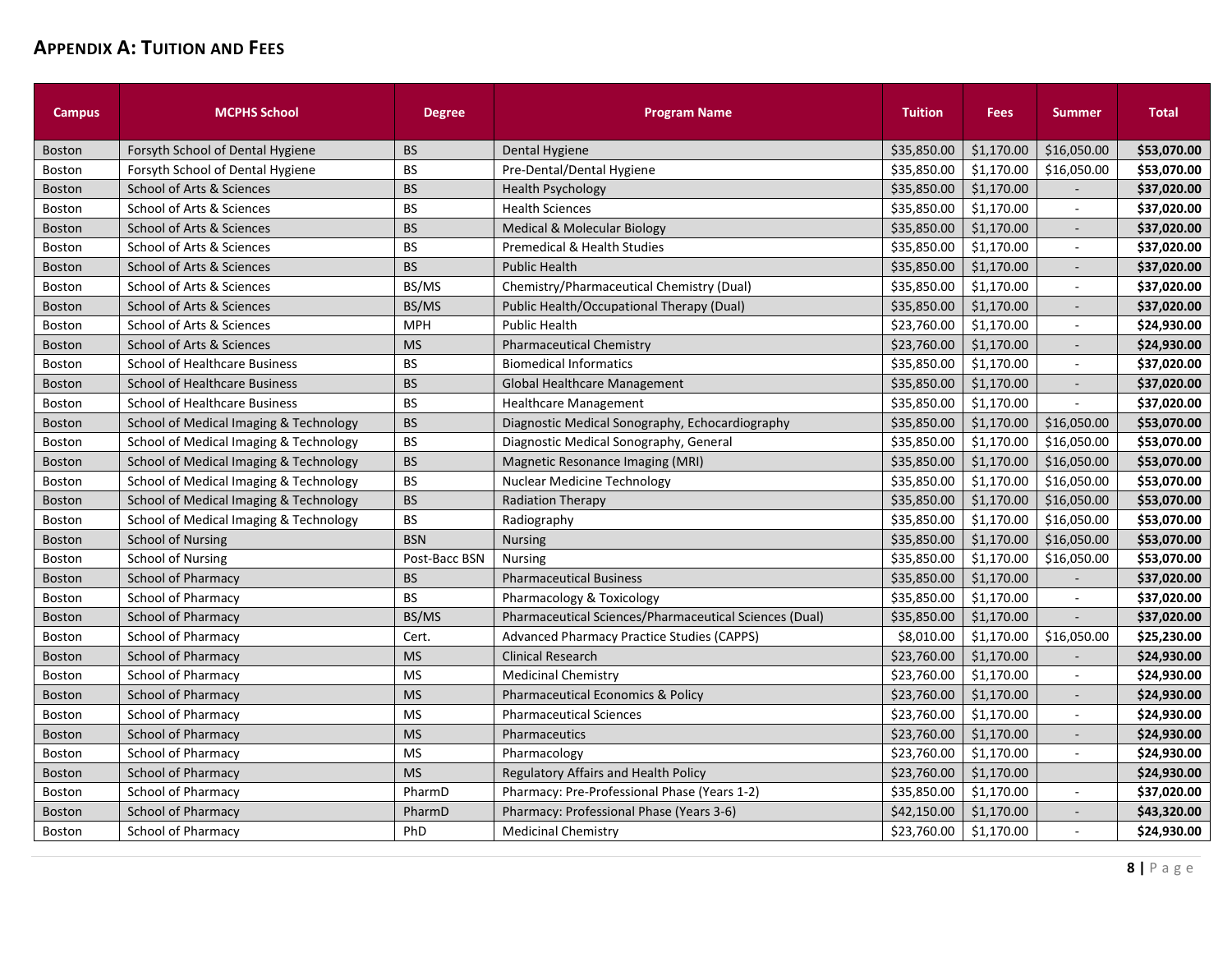## APPENDIX A: TUITION AND FEES

| Campus | MCPHS School | Degree | Program Name | Tuition | Fees | Summer | Total |
|---|---|---|---|---|---|---|---|
| Boston | Forsyth School of Dental Hygiene | BS | Dental Hygiene | $35,850.00 | $1,170.00 | $16,050.00 | **$53,070.00** |
| Boston | Forsyth School of Dental Hygiene | BS | Pre-Dental/Dental Hygiene | $35,850.00 | $1,170.00 | $16,050.00 | **$53,070.00** |
| Boston | School of Arts & Sciences | BS | Health Psychology | $35,850.00 | $1,170.00 | - | **$37,020.00** |
| Boston | School of Arts & Sciences | BS | Health Sciences | $35,850.00 | $1,170.00 | - | **$37,020.00** |
| Boston | School of Arts & Sciences | BS | Medical & Molecular Biology | $35,850.00 | $1,170.00 | - | **$37,020.00** |
| Boston | School of Arts & Sciences | BS | Premedical & Health Studies | $35,850.00 | $1,170.00 | - | **$37,020.00** |
| Boston | School of Arts & Sciences | BS | Public Health | $35,850.00 | $1,170.00 | - | **$37,020.00** |
| Boston | School of Arts & Sciences | BS/MS | Chemistry/Pharmaceutical Chemistry (Dual) | $35,850.00 | $1,170.00 | - | **$37,020.00** |
| Boston | School of Arts & Sciences | BS/MS | Public Health/Occupational Therapy (Dual) | $35,850.00 | $1,170.00 | - | **$37,020.00** |
| Boston | School of Arts & Sciences | MPH | Public Health | $23,760.00 | $1,170.00 | - | **$24,930.00** |
| Boston | School of Arts & Sciences | MS | Pharmaceutical Chemistry | $23,760.00 | $1,170.00 | - | **$24,930.00** |
| Boston | School of Healthcare Business | BS | Biomedical Informatics | $35,850.00 | $1,170.00 | - | **$37,020.00** |
| Boston | School of Healthcare Business | BS | Global Healthcare Management | $35,850.00 | $1,170.00 | - | **$37,020.00** |
| Boston | School of Healthcare Business | BS | Healthcare Management | $35,850.00 | $1,170.00 | - | **$37,020.00** |
| Boston | School of Medical Imaging & Technology | BS | Diagnostic Medical Sonography, Echocardiography | $35,850.00 | $1,170.00 | $16,050.00 | **$53,070.00** |
| Boston | School of Medical Imaging & Technology | BS | Diagnostic Medical Sonography, General | $35,850.00 | $1,170.00 | $16,050.00 | **$53,070.00** |
| Boston | School of Medical Imaging & Technology | BS | Magnetic Resonance Imaging (MRI) | $35,850.00 | $1,170.00 | $16,050.00 | **$53,070.00** |
| Boston | School of Medical Imaging & Technology | BS | Nuclear Medicine Technology | $35,850.00 | $1,170.00 | $16,050.00 | **$53,070.00** |
| Boston | School of Medical Imaging & Technology | BS | Radiation Therapy | $35,850.00 | $1,170.00 | $16,050.00 | **$53,070.00** |
| Boston | School of Medical Imaging & Technology | BS | Radiography | $35,850.00 | $1,170.00 | $16,050.00 | **$53,070.00** |
| Boston | School of Nursing | BSN | Nursing | $35,850.00 | $1,170.00 | $16,050.00 | **$53,070.00** |
| Boston | School of Nursing | Post-Bacc BSN | Nursing | $35,850.00 | $1,170.00 | $16,050.00 | **$53,070.00** |
| Boston | School of Pharmacy | BS | Pharmaceutical Business | $35,850.00 | $1,170.00 | - | **$37,020.00** |
| Boston | School of Pharmacy | BS | Pharmacology & Toxicology | $35,850.00 | $1,170.00 | - | **$37,020.00** |
| Boston | School of Pharmacy | BS/MS | Pharmaceutical Sciences/Pharmaceutical Sciences (Dual) | $35,850.00 | $1,170.00 | - | **$37,020.00** |
| Boston | School of Pharmacy | Cert. | Advanced Pharmacy Practice Studies (CAPPS) | $8,010.00 | $1,170.00 | $16,050.00 | **$25,230.00** |
| Boston | School of Pharmacy | MS | Clinical Research | $23,760.00 | $1,170.00 | - | **$24,930.00** |
| Boston | School of Pharmacy | MS | Medicinal Chemistry | $23,760.00 | $1,170.00 | - | **$24,930.00** |
| Boston | School of Pharmacy | MS | Pharmaceutical Economics & Policy | $23,760.00 | $1,170.00 | - | **$24,930.00** |
| Boston | School of Pharmacy | MS | Pharmaceutical Sciences | $23,760.00 | $1,170.00 | - | **$24,930.00** |
| Boston | School of Pharmacy | MS | Pharmaceutics | $23,760.00 | $1,170.00 | - | **$24,930.00** |
| Boston | School of Pharmacy | MS | Pharmacology | $23,760.00 | $1,170.00 | - | **$24,930.00** |
| Boston | School of Pharmacy | MS | Regulatory Affairs and Health Policy | $23,760.00 | $1,170.00 | | **$24,930.00** |
| Boston | School of Pharmacy | PharmD | Pharmacy: Pre-Professional Phase (Years 1-2) | $35,850.00 | $1,170.00 | - | **$37,020.00** |
| Boston | School of Pharmacy | PharmD | Pharmacy: Professional Phase (Years 3-6) | $42,150.00 | $1,170.00 | - | **$43,320.00** |
| Boston | School of Pharmacy | PhD | Medicinal Chemistry | $23,760.00 | $1,170.00 | - | **$24,930.00** |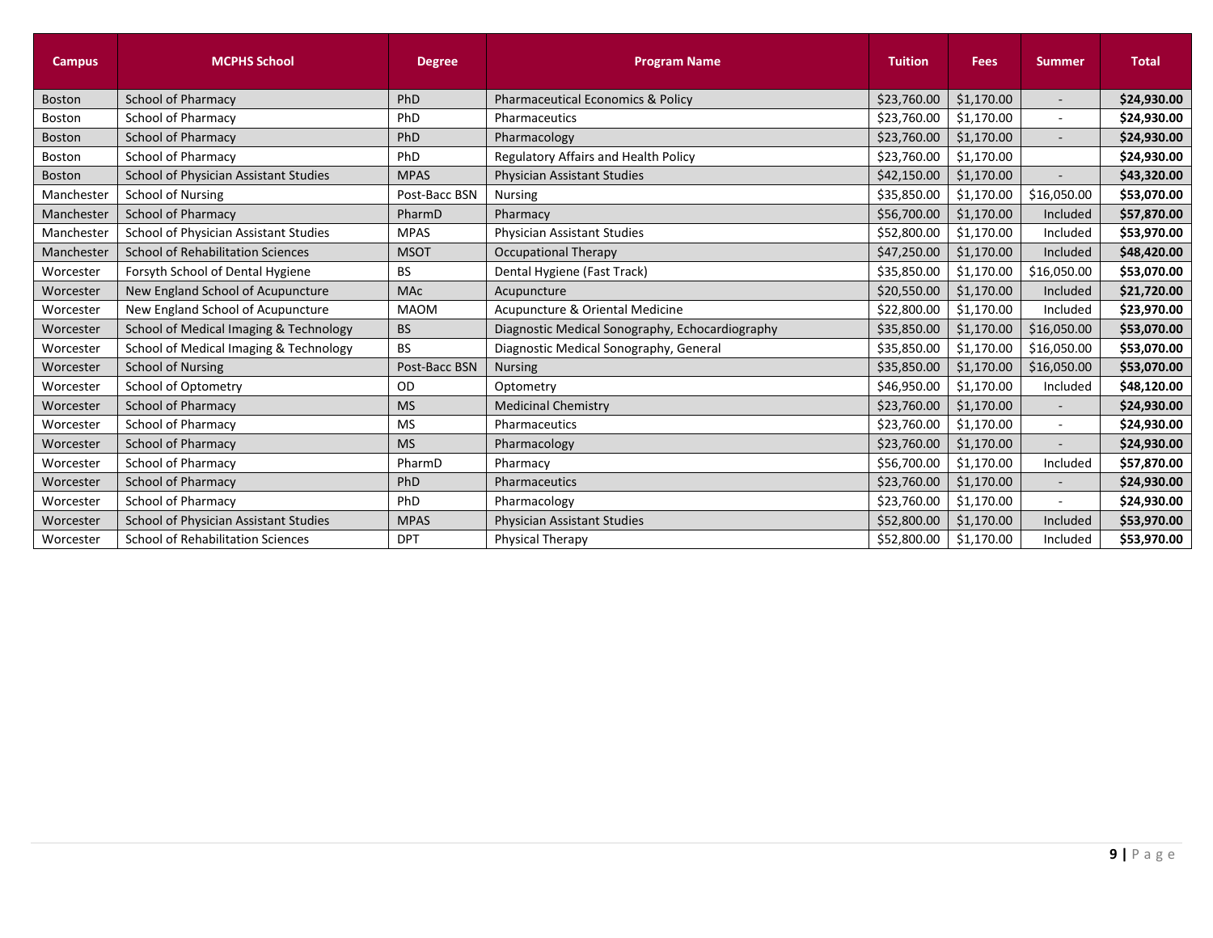| Campus | MCPHS School | Degree | Program Name | Tuition | Fees | Summer | Total |
|---|---|---|---|---|---|---|---|
| Boston | School of Pharmacy | PhD | Pharmaceutical Economics & Policy | $23,760.00 | $1,170.00 | - | **$24,930.00** |
| Boston | School of Pharmacy | PhD | Pharmaceutics | $23,760.00 | $1,170.00 | - | **$24,930.00** |
| Boston | School of Pharmacy | PhD | Pharmacology | $23,760.00 | $1,170.00 | - | **$24,930.00** |
| Boston | School of Pharmacy | PhD | Regulatory Affairs and Health Policy | $23,760.00 | $1,170.00 | | **$24,930.00** |
| Boston | School of Physician Assistant Studies | MPAS | Physician Assistant Studies | $42,150.00 | $1,170.00 | - | **$43,320.00** |
| Manchester | School of Nursing | Post-Bacc BSN | Nursing | $35,850.00 | $1,170.00 | $16,050.00 | **$53,070.00** |
| Manchester | School of Pharmacy | PharmD | Pharmacy | $56,700.00 | $1,170.00 | Included | **$57,870.00** |
| Manchester | School of Physician Assistant Studies | MPAS | Physician Assistant Studies | $52,800.00 | $1,170.00 | Included | **$53,970.00** |
| Manchester | School of Rehabilitation Sciences | MSOT | Occupational Therapy | $47,250.00 | $1,170.00 | Included | **$48,420.00** |
| Worcester | Forsyth School of Dental Hygiene | BS | Dental Hygiene (Fast Track) | $35,850.00 | $1,170.00 | $16,050.00 | **$53,070.00** |
| Worcester | New England School of Acupuncture | MAc | Acupuncture | $20,550.00 | $1,170.00 | Included | **$21,720.00** |
| Worcester | New England School of Acupuncture | MAOM | Acupuncture & Oriental Medicine | $22,800.00 | $1,170.00 | Included | **$23,970.00** |
| Worcester | School of Medical Imaging & Technology | BS | Diagnostic Medical Sonography, Echocardiography | $35,850.00 | $1,170.00 | $16,050.00 | **$53,070.00** |
| Worcester | School of Medical Imaging & Technology | BS | Diagnostic Medical Sonography, General | $35,850.00 | $1,170.00 | $16,050.00 | **$53,070.00** |
| Worcester | School of Nursing | Post-Bacc BSN | Nursing | $35,850.00 | $1,170.00 | $16,050.00 | **$53,070.00** |
| Worcester | School of Optometry | OD | Optometry | $46,950.00 | $1,170.00 | Included | **$48,120.00** |
| Worcester | School of Pharmacy | MS | Medicinal Chemistry | $23,760.00 | $1,170.00 | - | **$24,930.00** |
| Worcester | School of Pharmacy | MS | Pharmaceutics | $23,760.00 | $1,170.00 | - | **$24,930.00** |
| Worcester | School of Pharmacy | MS | Pharmacology | $23,760.00 | $1,170.00 | - | **$24,930.00** |
| Worcester | School of Pharmacy | PharmD | Pharmacy | $56,700.00 | $1,170.00 | Included | **$57,870.00** |
| Worcester | School of Pharmacy | PhD | Pharmaceutics | $23,760.00 | $1,170.00 | - | **$24,930.00** |
| Worcester | School of Pharmacy | PhD | Pharmacology | $23,760.00 | $1,170.00 | - | **$24,930.00** |
| Worcester | School of Physician Assistant Studies | MPAS | Physician Assistant Studies | $52,800.00 | $1,170.00 | Included | **$53,970.00** |
| Worcester | School of Rehabilitation Sciences | DPT | Physical Therapy | $52,800.00 | $1,170.00 | Included | **$53,970.00** |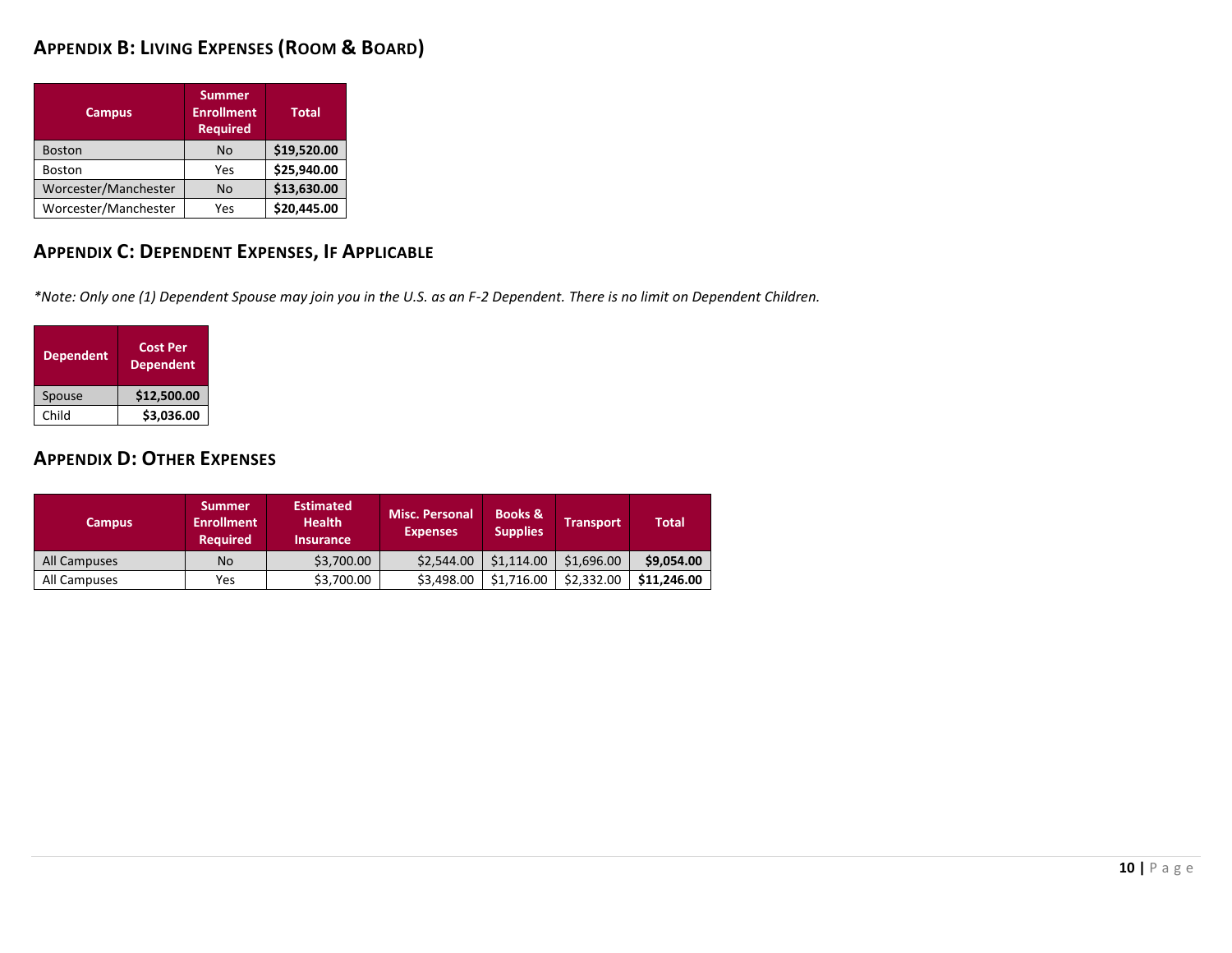## Appendix B: Living Expenses (Room & Board)

| Campus | Summer Enrollment Required | Total |
|---|---|---|
| Boston | No | **$19,520.00** |
| Boston | Yes | **$25,940.00** |
| Worcester/Manchester | No | **$13,630.00** |
| Worcester/Manchester | Yes | **$20,445.00** |

## Appendix C: Dependent Expenses, If Applicable

*\*Note: Only one (1) Dependent Spouse may join you in the U.S. as an F-2 Dependent. There is no limit on Dependent Children.*

| Dependent | Cost Per Dependent |
|---|---|
| Spouse | **$12,500.00** |
| Child | **$3,036.00** |

## Appendix D: Other Expenses

| Campus | Summer Enrollment Required | Estimated Health Insurance | Misc. Personal Expenses | Books & Supplies | Transport | Total |
|---|---|---|---|---|---|---|
| All Campuses | No | $3,700.00 | $2,544.00 | $1,114.00 | $1,696.00 | **$9,054.00** |
| All Campuses | Yes | $3,700.00 | $3,498.00 | $1,716.00 | $2,332.00 | **$11,246.00** |